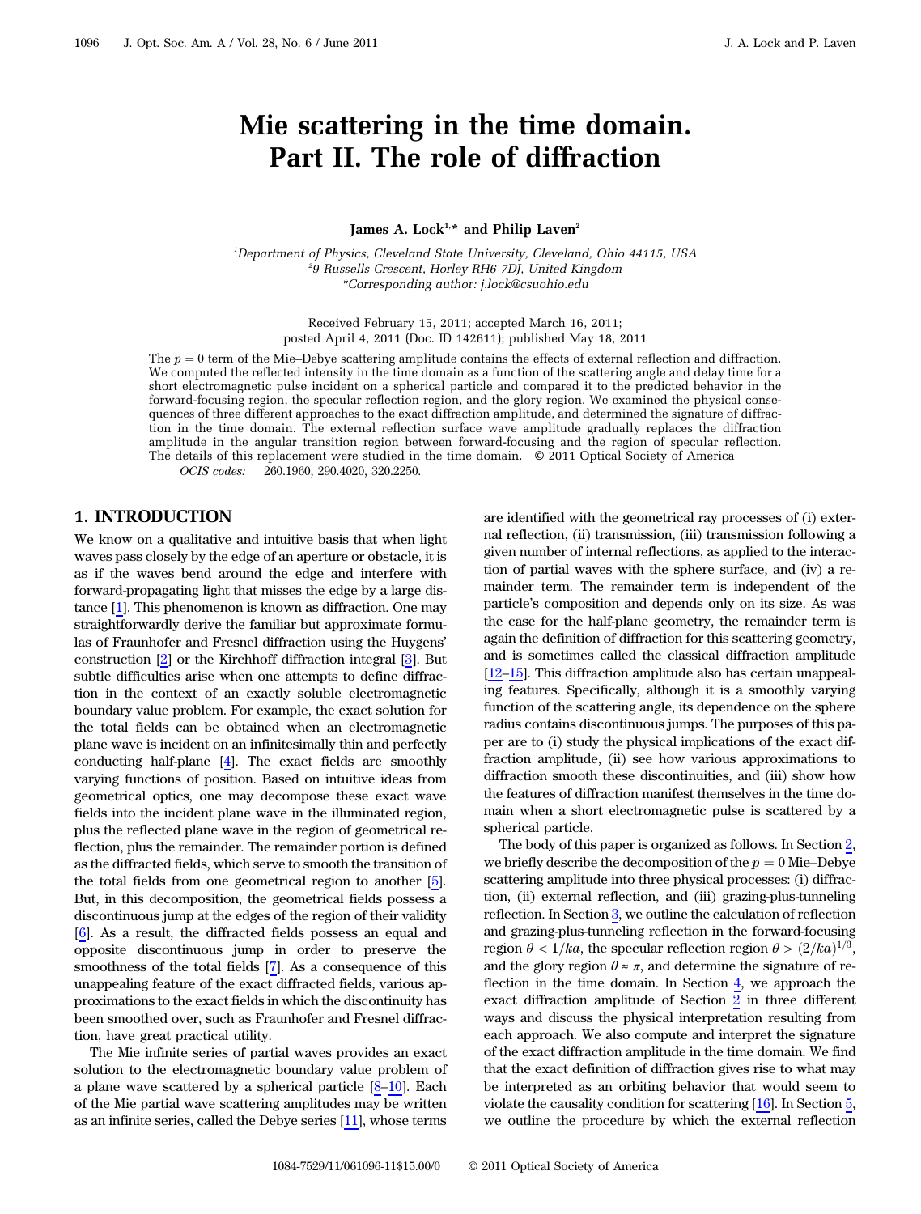# Mie scattering in the time domain. Part II. The role of diffraction

**James A. Lock[1,*] and Philip Laven[2]**

[1]*Department of Physics, Cleveland State University, Cleveland, Ohio 44115, USA*
[2]*9 Russells Crescent, Horley RH6 7DJ, United Kingdom*
*Corresponding author: j.lock@csuohio.edu

Received February 15, 2011; accepted March 16, 2011; posted April 4, 2011 (Doc. ID 142611); published May 18, 2011

The $p = 0$ term of the Mie–Debye scattering amplitude contains the effects of external reflection and diffraction. We computed the reflected intensity in the time domain as a function of the scattering angle and delay time for a short electromagnetic pulse incident on a spherical particle and compared it to the predicted behavior in the forward-focusing region, the specular reflection region, and the glory region. We examined the physical consequences of three different approaches to the exact diffraction amplitude, and determined the signature of diffraction in the time domain. The external reflection surface wave amplitude gradually replaces the diffraction amplitude in the angular transition region between forward-focusing and the region of specular reflection. The details of this replacement were studied in the time domain. © 2011 Optical Society of America

*OCIS codes:* 260.1960, 290.4020, 320.2250.

## 1. INTRODUCTION

We know on a qualitative and intuitive basis that when light waves pass closely by the edge of an aperture or obstacle, it is as if the waves bend around the edge and interfere with forward-propagating light that misses the edge by a large distance [1]. This phenomenon is known as diffraction. One may straightforwardly derive the familiar but approximate formulas of Fraunhofer and Fresnel diffraction using the Huygens' construction [2] or the Kirchhoff diffraction integral [3]. But subtle difficulties arise when one attempts to define diffraction in the context of an exactly soluble electromagnetic boundary value problem. For example, the exact solution for the total fields can be obtained when an electromagnetic plane wave is incident on an infinitesimally thin and perfectly conducting half-plane [4]. The exact fields are smoothly varying functions of position. Based on intuitive ideas from geometrical optics, one may decompose these exact wave fields into the incident plane wave in the illuminated region, plus the reflected plane wave in the region of geometrical reflection, plus the remainder. The remainder portion is defined as the diffracted fields, which serve to smooth the transition of the total fields from one geometrical region to another [5]. But, in this decomposition, the geometrical fields possess a discontinuous jump at the edges of the region of their validity [6]. As a result, the diffracted fields possess an equal and opposite discontinuous jump in order to preserve the smoothness of the total fields [7]. As a consequence of this unappealing feature of the exact diffracted fields, various approximations to the exact fields in which the discontinuity has been smoothed over, such as Fraunhofer and Fresnel diffraction, have great practical utility.

The Mie infinite series of partial waves provides an exact solution to the electromagnetic boundary value problem of a plane wave scattered by a spherical particle [8–10]. Each of the Mie partial wave scattering amplitudes may be written as an infinite series, called the Debye series [11], whose terms are identified with the geometrical ray processes of (i) external reflection, (ii) transmission, (iii) transmission following a given number of internal reflections, as applied to the interaction of partial waves with the sphere surface, and (iv) a remainder term. The remainder term is independent of the particle's composition and depends only on its size. As was the case for the half-plane geometry, the remainder term is again the definition of diffraction for this scattering geometry, and is sometimes called the classical diffraction amplitude [12–15]. This diffraction amplitude also has certain unappealing features. Specifically, although it is a smoothly varying function of the scattering angle, its dependence on the sphere radius contains discontinuous jumps. The purposes of this paper are to (i) study the physical implications of the exact diffraction amplitude, (ii) see how various approximations to diffraction smooth these discontinuities, and (iii) show how the features of diffraction manifest themselves in the time domain when a short electromagnetic pulse is scattered by a spherical particle.

The body of this paper is organized as follows. In Section 2, we briefly describe the decomposition of the $p = 0$ Mie–Debye scattering amplitude into three physical processes: (i) diffraction, (ii) external reflection, and (iii) grazing-plus-tunneling reflection. In Section 3, we outline the calculation of reflection and grazing-plus-tunneling reflection in the forward-focusing region $\theta < 1/ka$, the specular reflection region $\theta > (2/ka)^{1/3}$, and the glory region $\theta \approx \pi$, and determine the signature of reflection in the time domain. In Section 4, we approach the exact diffraction amplitude of Section 2 in three different ways and discuss the physical interpretation resulting from each approach. We also compute and interpret the signature of the exact diffraction amplitude in the time domain. We find that the exact definition of diffraction gives rise to what may be interpreted as an orbiting behavior that would seem to violate the causality condition for scattering [16]. In Section 5, we outline the procedure by which the external reflection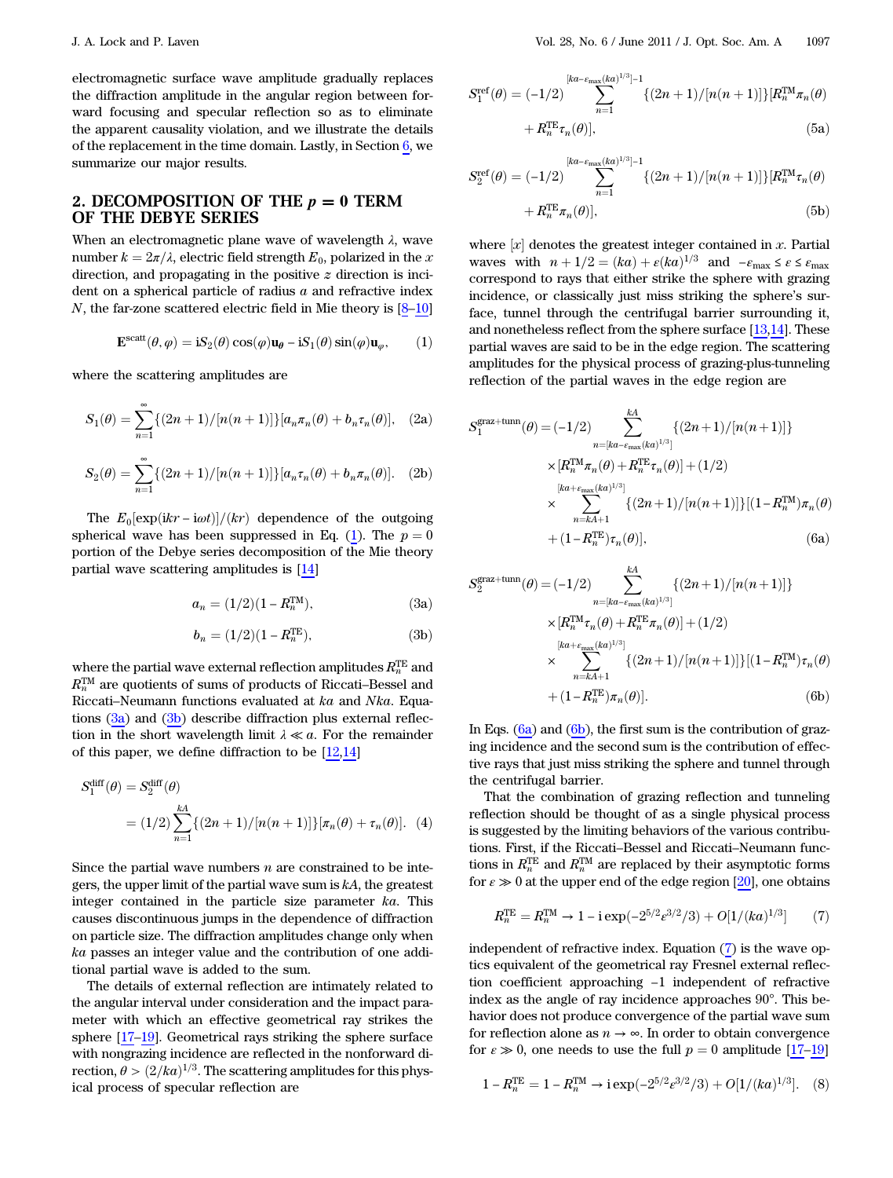electromagnetic surface wave amplitude gradually replaces the diffraction amplitude in the angular region between forward focusing and specular reflection so as to eliminate the apparent causality violation, and we illustrate the details of the replacement in the time domain. Lastly, in Section 6, we summarize our major results.

## 2. DECOMPOSITION OF THE $p = 0$ TERM OF THE DEBYE SERIES

When an electromagnetic plane wave of wavelength $\lambda$, wave number $k = 2\pi/\lambda$, electric field strength $E_0$, polarized in the $x$ direction, and propagating in the positive $z$ direction is incident on a spherical particle of radius $a$ and refractive index $N$, the far-zone scattered electric field in Mie theory is [8–10]

$$\mathbf{E}^{\text{scatt}}(\theta, \varphi) = \mathrm{i}S_2(\theta)\cos(\varphi)\mathbf{u}_\theta - \mathrm{i}S_1(\theta)\sin(\varphi)\mathbf{u}_\varphi, \tag{1}$$

where the scattering amplitudes are

$$S_1(\theta) = \sum_{n=1}^{\infty}\{(2n+1)/[n(n+1)]\}[a_n\pi_n(\theta) + b_n\tau_n(\theta)], \tag{2a}$$

$$S_2(\theta) = \sum_{n=1}^{\infty}\{(2n+1)/[n(n+1)]\}[a_n\tau_n(\theta) + b_n\pi_n(\theta)]. \tag{2b}$$

The $E_0[\exp(\mathrm{i}kr - \mathrm{i}\omega t)]/(kr)$ dependence of the outgoing spherical wave has been suppressed in Eq. (1). The $p = 0$ portion of the Debye series decomposition of the Mie theory partial wave scattering amplitudes is [14]

$$a_n = (1/2)(1 - R_n^{\text{TM}}), \tag{3a}$$

$$b_n = (1/2)(1 - R_n^{\text{TE}}), \tag{3b}$$

where the partial wave external reflection amplitudes $R_n^{\text{TE}}$ and $R_n^{\text{TM}}$ are quotients of sums of products of Riccati–Bessel and Riccati–Neumann functions evaluated at $ka$ and $Nka$. Equations (3a) and (3b) describe diffraction plus external reflection in the short wavelength limit $\lambda \ll a$. For the remainder of this paper, we define diffraction to be [12,14]

$$S_1^{\text{diff}}(\theta) = S_2^{\text{diff}}(\theta) = (1/2)\sum_{n=1}^{kA}\{(2n+1)/[n(n+1)]\}[\pi_n(\theta) + \tau_n(\theta)]. \tag{4}$$

Since the partial wave numbers $n$ are constrained to be integers, the upper limit of the partial wave sum is $kA$, the greatest integer contained in the particle size parameter $ka$. This causes discontinuous jumps in the dependence of diffraction on particle size. The diffraction amplitudes change only when $ka$ passes an integer value and the contribution of one additional partial wave is added to the sum.

The details of external reflection are intimately related to the angular interval under consideration and the impact parameter with which an effective geometrical ray strikes the sphere [17–19]. Geometrical rays striking the sphere surface with nongrazing incidence are reflected in the nonforward direction, $\theta > (2/ka)^{1/3}$. The scattering amplitudes for this physical process of specular reflection are

$$S_1^{\text{ref}}(\theta) = (-1/2)\sum_{n=1}^{[ka-\varepsilon_{\max}(ka)^{1/3}]-1}\{(2n+1)/[n(n+1)]\}[R_n^{\text{TM}}\pi_n(\theta) + R_n^{\text{TE}}\tau_n(\theta)], \tag{5a}$$

$$S_2^{\text{ref}}(\theta) = (-1/2)\sum_{n=1}^{[ka-\varepsilon_{\max}(ka)^{1/3}]-1}\{(2n+1)/[n(n+1)]\}[R_n^{\text{TM}}\tau_n(\theta) + R_n^{\text{TE}}\pi_n(\theta)], \tag{5b}$$

where $[x]$ denotes the greatest integer contained in $x$. Partial waves with $n + 1/2 = (ka) + \varepsilon(ka)^{1/3}$ and $-\varepsilon_{\max} \le \varepsilon \le \varepsilon_{\max}$ correspond to rays that either strike the sphere with grazing incidence, or classically just miss striking the sphere's surface, tunnel through the centrifugal barrier surrounding it, and nonetheless reflect from the sphere surface [13,14]. These partial waves are said to be in the edge region. The scattering amplitudes for the physical process of grazing-plus-tunneling reflection of the partial waves in the edge region are

$$\begin{aligned}S_1^{\text{graz+tunn}}(\theta) = {} & (-1/2)\sum_{n=[ka-\varepsilon_{\max}(ka)^{1/3}]}^{kA}\{(2n+1)/[n(n+1)]\} \\ & \times[R_n^{\text{TM}}\pi_n(\theta) + R_n^{\text{TE}}\tau_n(\theta)] + (1/2) \\ & \times\sum_{n=kA+1}^{[ka+\varepsilon_{\max}(ka)^{1/3}]}\{(2n+1)/[n(n+1)]\}[(1-R_n^{\text{TM}})\pi_n(\theta) \\ & + (1-R_n^{\text{TE}})\tau_n(\theta)],\end{aligned} \tag{6a}$$

$$\begin{aligned}S_2^{\text{graz+tunn}}(\theta) = {} & (-1/2)\sum_{n=[ka-\varepsilon_{\max}(ka)^{1/3}]}^{kA}\{(2n+1)/[n(n+1)]\} \\ & \times[R_n^{\text{TM}}\tau_n(\theta) + R_n^{\text{TE}}\pi_n(\theta)] + (1/2) \\ & \times\sum_{n=kA+1}^{[ka+\varepsilon_{\max}(ka)^{1/3}]}\{(2n+1)/[n(n+1)]\}[(1-R_n^{\text{TM}})\tau_n(\theta) \\ & + (1-R_n^{\text{TE}})\pi_n(\theta)].\end{aligned} \tag{6b}$$

In Eqs. (6a) and (6b), the first sum is the contribution of grazing incidence and the second sum is the contribution of effective rays that just miss striking the sphere and tunnel through the centrifugal barrier.

That the combination of grazing reflection and tunneling reflection should be thought of as a single physical process is suggested by the limiting behaviors of the various contributions. First, if the Riccati–Bessel and Riccati–Neumann functions in $R_n^{\text{TE}}$ and $R_n^{\text{TM}}$ are replaced by their asymptotic forms for $\varepsilon \gg 0$ at the upper end of the edge region [20], one obtains

$$R_n^{\text{TE}} = R_n^{\text{TM}} \to 1 - \mathrm{i}\exp(-2^{5/2}\varepsilon^{3/2}/3) + O[1/(ka)^{1/3}] \tag{7}$$

independent of refractive index. Equation (7) is the wave optics equivalent of the geometrical ray Fresnel external reflection coefficient approaching −1 independent of refractive index as the angle of ray incidence approaches 90°. This behavior does not produce convergence of the partial wave sum for reflection alone as $n \to \infty$. In order to obtain convergence for $\varepsilon \gg 0$, one needs to use the full $p = 0$ amplitude [17–19]

$$1 - R_n^{\text{TE}} = 1 - R_n^{\text{TM}} \to \mathrm{i}\exp(-2^{5/2}\varepsilon^{3/2}/3) + O[1/(ka)^{1/3}]. \tag{8}$$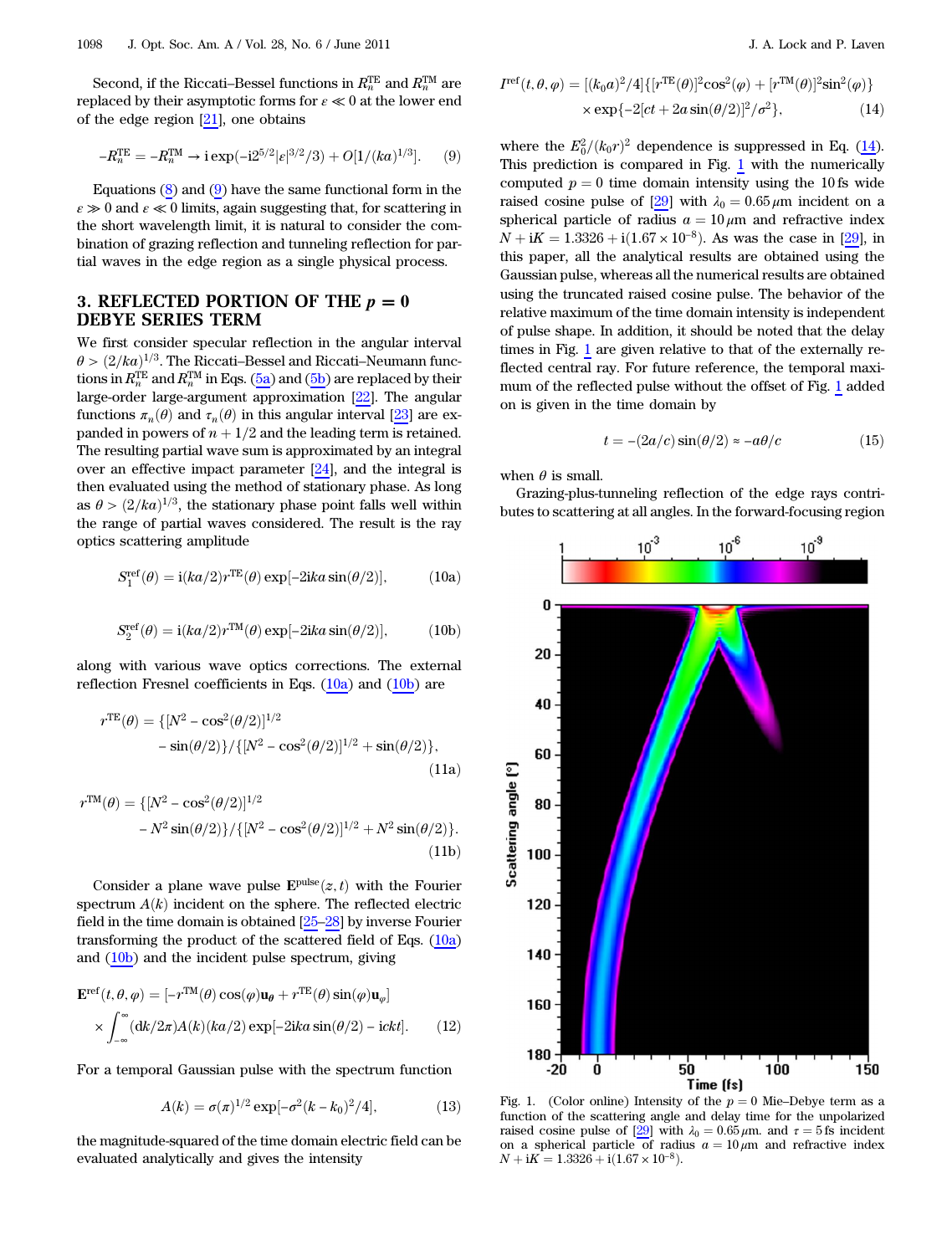Second, if the Riccati–Bessel functions in $R_n^{\mathrm{TE}}$ and $R_n^{\mathrm{TM}}$ are replaced by their asymptotic forms for $\varepsilon \ll 0$ at the lower end of the edge region [21], one obtains

$$-R_n^{\mathrm{TE}} = -R_n^{\mathrm{TM}} \to \mathrm{i}\exp(-\mathrm{i}2^{5/2}|\varepsilon|^{3/2}/3) + O[1/(ka)^{1/3}]. \tag{9}$$

Equations (8) and (9) have the same functional form in the $\varepsilon \gg 0$ and $\varepsilon \ll 0$ limits, again suggesting that, for scattering in the short wavelength limit, it is natural to consider the combination of grazing reflection and tunneling reflection for partial waves in the edge region as a single physical process.

## 3. REFLECTED PORTION OF THE $p = 0$ DEBYE SERIES TERM

We first consider specular reflection in the angular interval $\theta > (2/ka)^{1/3}$. The Riccati–Bessel and Riccati–Neumann functions in $R_n^{\mathrm{TE}}$ and $R_n^{\mathrm{TM}}$ in Eqs. (5a) and (5b) are replaced by their large-order large-argument approximation [22]. The angular functions $\pi_n(\theta)$ and $\tau_n(\theta)$ in this angular interval [23] are expanded in powers of $n + 1/2$ and the leading term is retained. The resulting partial wave sum is approximated by an integral over an effective impact parameter [24], and the integral is then evaluated using the method of stationary phase. As long as $\theta > (2/ka)^{1/3}$, the stationary phase point falls well within the range of partial waves considered. The result is the ray optics scattering amplitude

$$S_1^{\mathrm{ref}}(\theta) = \mathrm{i}(ka/2)r^{\mathrm{TE}}(\theta)\exp[-2\mathrm{i}ka\sin(\theta/2)], \tag{10a}$$

$$S_2^{\mathrm{ref}}(\theta) = \mathrm{i}(ka/2)r^{\mathrm{TM}}(\theta)\exp[-2\mathrm{i}ka\sin(\theta/2)], \tag{10b}$$

along with various wave optics corrections. The external reflection Fresnel coefficients in Eqs. (10a) and (10b) are

$$r^{\mathrm{TE}}(\theta) = \{[N^2 - \cos^2(\theta/2)]^{1/2} - \sin(\theta/2)\}/\{[N^2 - \cos^2(\theta/2)]^{1/2} + \sin(\theta/2)\}, \tag{11a}$$

$$r^{\mathrm{TM}}(\theta) = \{[N^2 - \cos^2(\theta/2)]^{1/2} - N^2\sin(\theta/2)\}/\{[N^2 - \cos^2(\theta/2)]^{1/2} + N^2\sin(\theta/2)\}. \tag{11b}$$

Consider a plane wave pulse $\mathbf{E}^{\mathrm{pulse}}(z,t)$ with the Fourier spectrum $A(k)$ incident on the sphere. The reflected electric field in the time domain is obtained [25–28] by inverse Fourier transforming the product of the scattered field of Eqs. (10a) and (10b) and the incident pulse spectrum, giving

$$\mathbf{E}^{\mathrm{ref}}(t,\theta,\varphi) = [-r^{\mathrm{TM}}(\theta)\cos(\varphi)\mathbf{u}_\theta + r^{\mathrm{TE}}(\theta)\sin(\varphi)\mathbf{u}_\varphi] \times \int_{-\infty}^{\infty}(\mathrm{d}k/2\pi)A(k)(ka/2)\exp[-2\mathrm{i}ka\sin(\theta/2) - \mathrm{i}ckt]. \tag{12}$$

For a temporal Gaussian pulse with the spectrum function

$$A(k) = \sigma(\pi)^{1/2}\exp[-\sigma^2(k-k_0)^2/4], \tag{13}$$

the magnitude-squared of the time domain electric field can be evaluated analytically and gives the intensity

$$I^{\mathrm{ref}}(t,\theta,\varphi) = [(k_0a)^2/4]\{[r^{\mathrm{TE}}(\theta)]^2\cos^2(\varphi) + [r^{\mathrm{TM}}(\theta)]^2\sin^2(\varphi)\} \times \exp\{-2[ct + 2a\sin(\theta/2)]^2/\sigma^2\}, \tag{14}$$

where the $E_0^2/(k_0r)^2$ dependence is suppressed in Eq. (14). This prediction is compared in Fig. 1 with the numerically computed $p = 0$ time domain intensity using the 10 fs wide raised cosine pulse of [29] with $\lambda_0 = 0.65\,\mu\mathrm{m}$ incident on a spherical particle of radius $a = 10\,\mu\mathrm{m}$ and refractive index $N + \mathrm{i}K = 1.3326 + \mathrm{i}(1.67 \times 10^{-8})$. As was the case in [29], in this paper, all the analytical results are obtained using the Gaussian pulse, whereas all the numerical results are obtained using the truncated raised cosine pulse. The behavior of the relative maximum of the time domain intensity is independent of pulse shape. In addition, it should be noted that the delay times in Fig. 1 are given relative to that of the externally reflected central ray. For future reference, the temporal maximum of the reflected pulse without the offset of Fig. 1 added on is given in the time domain by

$$t = -(2a/c)\sin(\theta/2) \approx -a\theta/c \tag{15}$$

when $\theta$ is small.

Grazing-plus-tunneling reflection of the edge rays contributes to scattering at all angles. In the forward-focusing region

Fig. 1. (Color online) Intensity of the $p = 0$ Mie–Debye term as a function of the scattering angle and delay time for the unpolarized raised cosine pulse of [29] with $\lambda_0 = 0.65\,\mu\mathrm{m}$. and $\tau = 5\,\mathrm{fs}$ incident on a spherical particle of radius $a = 10\,\mu\mathrm{m}$ and refractive index $N + \mathrm{i}K = 1.3326 + \mathrm{i}(1.67 \times 10^{-8})$.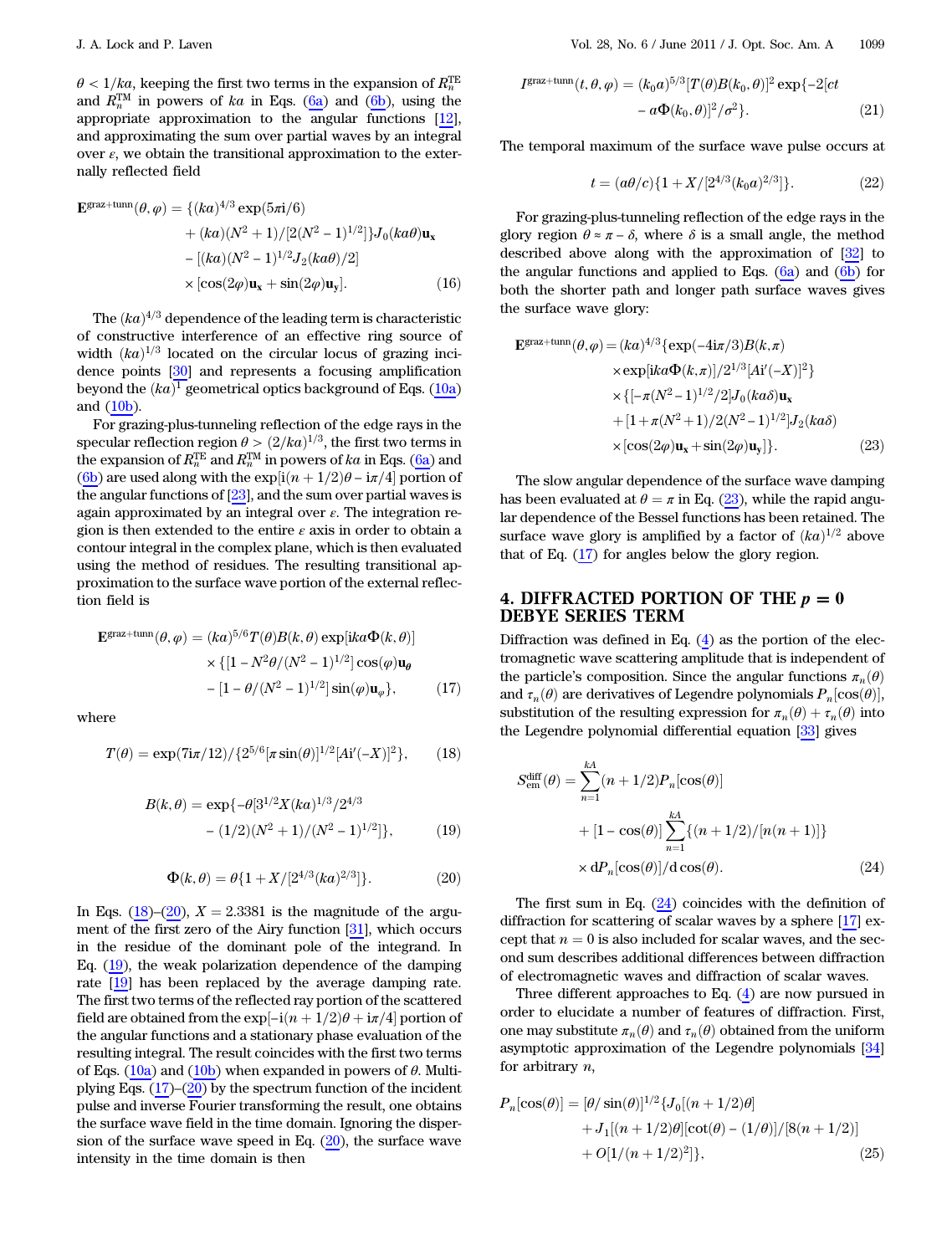$\theta < 1/ka$, keeping the first two terms in the expansion of $R_n^{\mathrm{TE}}$ and $R_n^{\mathrm{TM}}$ in powers of $ka$ in Eqs. (6a) and (6b), using the appropriate approximation to the angular functions [12], and approximating the sum over partial waves by an integral over $\varepsilon$, we obtain the transitional approximation to the externally reflected field

$$
\begin{aligned}
\mathbf{E}^{\text{graz+tunn}}(\theta,\varphi) = \{&(ka)^{4/3}\exp(5\pi i/6) \\
&+ (ka)(N^2+1)/[2(N^2-1)^{1/2}]\}J_0(ka\theta)\mathbf{u_x} \\
&- [(ka)(N^2-1)^{1/2}J_2(ka\theta)/2] \\
&\times[\cos(2\varphi)\mathbf{u_x} + \sin(2\varphi)\mathbf{u_y}]. \qquad (16)
\end{aligned}
$$

The $(ka)^{4/3}$ dependence of the leading term is characteristic of constructive interference of an effective ring source of width $(ka)^{1/3}$ located on the circular locus of grazing incidence points [30] and represents a focusing amplification beyond the $(ka)^1$ geometrical optics background of Eqs. (10a) and (10b).

For grazing-plus-tunneling reflection of the edge rays in the specular reflection region $\theta > (2/ka)^{1/3}$, the first two terms in the expansion of $R_n^{\mathrm{TE}}$ and $R_n^{\mathrm{TM}}$ in powers of $ka$ in Eqs. (6a) and (6b) are used along with the $\exp[i(n+1/2)\theta - i\pi/4]$ portion of the angular functions of [23], and the sum over partial waves is again approximated by an integral over $\varepsilon$. The integration region is then extended to the entire $\varepsilon$ axis in order to obtain a contour integral in the complex plane, which is then evaluated using the method of residues. The resulting transitional approximation to the surface wave portion of the external reflection field is

$$
\begin{aligned}
\mathbf{E}^{\text{graz+tunn}}(\theta,\varphi) = (ka)^{5/6}&T(\theta)B(k,\theta)\exp[ika\Phi(k,\theta)] \\
&\times\{[1 - N^2\theta/(N^2-1)^{1/2}]\cos(\varphi)\mathbf{u}_{\theta} \\
&- [1 - \theta/(N^2-1)^{1/2}]\sin(\varphi)\mathbf{u}_{\varphi}\}, \qquad (17)
\end{aligned}
$$

where

$$
T(\theta) = \exp(7i\pi/12)/\{2^{5/6}[\pi\sin(\theta)]^{1/2}[\mathrm{Ai}'(-X)]^2\}, \qquad (18)
$$

$$
\begin{aligned}
B(k,\theta) = \exp\{-\theta[&3^{1/2}X(ka)^{1/3}/2^{4/3} \\
&- (1/2)(N^2+1)/(N^2-1)^{1/2}]\}, \qquad (19)
\end{aligned}
$$

$$
\Phi(k,\theta) = \theta\{1 + X/[2^{4/3}(ka)^{2/3}]\}. \qquad (20)
$$

In Eqs. (18)–(20), $X = 2.3381$ is the magnitude of the argument of the first zero of the Airy function [31], which occurs in the residue of the dominant pole of the integrand. In Eq. (19), the weak polarization dependence of the damping rate [19] has been replaced by the average damping rate. The first two terms of the reflected ray portion of the scattered field are obtained from the $\exp[-i(n+1/2)\theta + i\pi/4]$ portion of the angular functions and a stationary phase evaluation of the resulting integral. The result coincides with the first two terms of Eqs. (10a) and (10b) when expanded in powers of $\theta$. Multiplying Eqs. (17)–(20) by the spectrum function of the incident pulse and inverse Fourier transforming the result, one obtains the surface wave field in the time domain. Ignoring the dispersion of the surface wave speed in Eq. (20), the surface wave intensity in the time domain is then

$$
\begin{aligned}
I^{\text{graz+tunn}}(t,\theta,\varphi) = (k_0a)^{5/3}[T(\theta)B(k_0,\theta)]^2\exp\{-2[ct \\
- a\Phi(k_0,\theta)]^2/\sigma^2\}. \qquad (21)
\end{aligned}
$$

The temporal maximum of the surface wave pulse occurs at

$$
t = (a\theta/c)\{1 + X/[2^{4/3}(k_0a)^{2/3}]\}. \qquad (22)
$$

For grazing-plus-tunneling reflection of the edge rays in the glory region $\theta \approx \pi - \delta$, where $\delta$ is a small angle, the method described above along with the approximation of [32] to the angular functions and applied to Eqs. (6a) and (6b) for both the shorter path and longer path surface waves gives the surface wave glory:

$$
\begin{aligned}
\mathbf{E}^{\text{graz+tunn}}(\theta,\varphi) = (ka)^{4/3}\{&\exp(-4i\pi/3)B(k,\pi) \\
&\times\exp[ika\Phi(k,\pi)]/2^{1/3}[\mathrm{Ai}'(-X)]^2\} \\
&\times\{[-\pi(N^2-1)^{1/2}/2]J_0(ka\delta)\mathbf{u_x} \\
&+ [1 + \pi(N^2+1)/2(N^2-1)^{1/2}]J_2(ka\delta) \\
&\times[\cos(2\varphi)\mathbf{u_x} + \sin(2\varphi)\mathbf{u_y}]\}. \qquad (23)
\end{aligned}
$$

The slow angular dependence of the surface wave damping has been evaluated at $\theta = \pi$ in Eq. (23), while the rapid angular dependence of the Bessel functions has been retained. The surface wave glory is amplified by a factor of $(ka)^{1/2}$ above that of Eq. (17) for angles below the glory region.

## 4. DIFFRACTED PORTION OF THE $p = 0$ DEBYE SERIES TERM

Diffraction was defined in Eq. (4) as the portion of the electromagnetic wave scattering amplitude that is independent of the particle's composition. Since the angular functions $\pi_n(\theta)$ and $\tau_n(\theta)$ are derivatives of Legendre polynomials $P_n[\cos(\theta)]$, substitution of the resulting expression for $\pi_n(\theta) + \tau_n(\theta)$ into the Legendre polynomial differential equation [33] gives

$$
\begin{aligned}
S_{\mathrm{em}}^{\mathrm{diff}}(\theta) = &\sum_{n=1}^{kA}(n+1/2)P_n[\cos(\theta)] \\
&+ [1 - \cos(\theta)]\sum_{n=1}^{kA}\{(n+1/2)/[n(n+1)]\} \\
&\times \mathrm{d}P_n[\cos(\theta)]/\mathrm{d}\cos(\theta). \qquad (24)
\end{aligned}
$$

The first sum in Eq. (24) coincides with the definition of diffraction for scattering of scalar waves by a sphere [17] except that $n = 0$ is also included for scalar waves, and the second sum describes additional differences between diffraction of electromagnetic waves and diffraction of scalar waves.

Three different approaches to Eq. (4) are now pursued in order to elucidate a number of features of diffraction. First, one may substitute $\pi_n(\theta)$ and $\tau_n(\theta)$ obtained from the uniform asymptotic approximation of the Legendre polynomials [34] for arbitrary $n$,

$$
\begin{aligned}
P_n[\cos(\theta)] = [\theta/\sin(\theta)]^{1/2}\{&J_0[(n+1/2)\theta] \\
&+ J_1[(n+1/2)\theta][\cot(\theta) - (1/\theta)]/[8(n+1/2)] \\
&+ O[1/(n+1/2)^2]\}, \qquad (25)
\end{aligned}
$$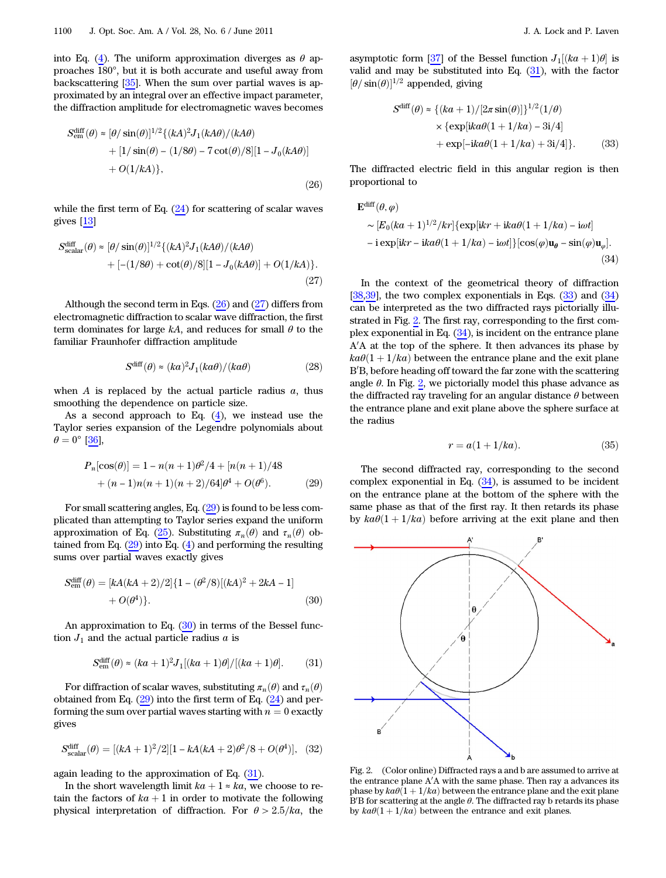into Eq. (4). The uniform approximation diverges as $\theta$ approaches 180°, but it is both accurate and useful away from backscattering [35]. When the sum over partial waves is approximated by an integral over an effective impact parameter, the diffraction amplitude for electromagnetic waves becomes

$$S_{\mathrm{em}}^{\mathrm{diff}}(\theta) \approx [\theta/\sin(\theta)]^{1/2}\{(kA)^2 J_1(kA\theta)/(kA\theta) + [1/\sin(\theta) - (1/8\theta) - 7\cot(\theta)/8][1 - J_0(kA\theta)] + O(1/kA)\}, \tag{26}$$

while the first term of Eq. (24) for scattering of scalar waves gives [13]

$$S_{\mathrm{scalar}}^{\mathrm{diff}}(\theta) \approx [\theta/\sin(\theta)]^{1/2}\{(kA)^2 J_1(kA\theta)/(kA\theta) + [-(1/8\theta) + \cot(\theta)/8][1 - J_0(kA\theta)] + O(1/kA)\}. \tag{27}$$

Although the second term in Eqs. (26) and (27) differs from electromagnetic diffraction to scalar wave diffraction, the first term dominates for large $kA$, and reduces for small $\theta$ to the familiar Fraunhofer diffraction amplitude

$$S^{\mathrm{diff}}(\theta) \approx (ka)^2 J_1(ka\theta)/(ka\theta) \tag{28}$$

when $A$ is replaced by the actual particle radius $a$, thus smoothing the dependence on particle size.

As a second approach to Eq. (4), we instead use the Taylor series expansion of the Legendre polynomials about $\theta = 0°$ [36],

$$P_n[\cos(\theta)] = 1 - n(n+1)\theta^2/4 + [n(n+1)/48 + (n-1)n(n+1)(n+2)/64]\theta^4 + O(\theta^6). \tag{29}$$

For small scattering angles, Eq. (29) is found to be less complicated than attempting to Taylor series expand the uniform approximation of Eq. (25). Substituting $\pi_n(\theta)$ and $\tau_n(\theta)$ obtained from Eq. (29) into Eq. (4) and performing the resulting sums over partial waves exactly gives

$$S_{\mathrm{em}}^{\mathrm{diff}}(\theta) = [kA(kA+2)/2]\{1 - (\theta^2/8)[(kA)^2 + 2kA - 1] + O(\theta^4)\}. \tag{30}$$

An approximation to Eq. (30) in terms of the Bessel function $J_1$ and the actual particle radius $a$ is

$$S_{\mathrm{em}}^{\mathrm{diff}}(\theta) \approx (ka+1)^2 J_1[(ka+1)\theta]/[(ka+1)\theta]. \tag{31}$$

For diffraction of scalar waves, substituting $\pi_n(\theta)$ and $\tau_n(\theta)$ obtained from Eq. (29) into the first term of Eq. (24) and performing the sum over partial waves starting with $n = 0$ exactly gives

$$S_{\mathrm{scalar}}^{\mathrm{diff}}(\theta) = [(kA+1)^2/2][1 - kA(kA+2)\theta^2/8 + O(\theta^4)], \tag{32}$$

again leading to the approximation of Eq. (31).

In the short wavelength limit $ka + 1 \approx ka$, we choose to retain the factors of $ka + 1$ in order to motivate the following physical interpretation of diffraction. For $\theta > 2.5/ka$, the asymptotic form [37] of the Bessel function $J_1[(ka+1)\theta]$ is valid and may be substituted into Eq. (31), with the factor $[\theta/\sin(\theta)]^{1/2}$ appended, giving

$$S^{\mathrm{diff}}(\theta) \approx \{(ka+1)/[2\pi\sin(\theta)]\}^{1/2}(1/\theta) \times \{\exp[ika\theta(1+1/ka) - 3i/4] + \exp[-ika\theta(1+1/ka) + 3i/4]\}. \tag{33}$$

The diffracted electric field in this angular region is then proportional to

$$\mathbf{E}^{\mathrm{diff}}(\theta,\varphi) \sim [E_0(ka+1)^{1/2}/kr]\{\exp[ikr + ika\theta(1+1/ka) - i\omega t] - i\exp[ikr - ika\theta(1+1/ka) - i\omega t]\}[\cos(\varphi)\mathbf{u}_\theta - \sin(\varphi)\mathbf{u}_\varphi]. \tag{34}$$

In the context of the geometrical theory of diffraction [38,39], the two complex exponentials in Eqs. (33) and (34) can be interpreted as the two diffracted rays pictorially illustrated in Fig. 2. The first ray, corresponding to the first complex exponential in Eq. (34), is incident on the entrance plane A′A at the top of the sphere. It then advances its phase by $ka\theta(1+1/ka)$ between the entrance plane and the exit plane B′B, before heading off toward the far zone with the scattering angle $\theta$. In Fig. 2, we pictorially model this phase advance as the diffracted ray traveling for an angular distance $\theta$ between the entrance plane and exit plane above the sphere surface at the radius

$$r = a(1 + 1/ka). \tag{35}$$

The second diffracted ray, corresponding to the second complex exponential in Eq. (34), is assumed to be incident on the entrance plane at the bottom of the sphere with the same phase as that of the first ray. It then retards its phase by $ka\theta(1+1/ka)$ before arriving at the exit plane and then

Fig. 2. (Color online) Diffracted rays a and b are assumed to arrive at the entrance plane A′A with the same phase. Then ray a advances its phase by $ka\theta(1+1/ka)$ between the entrance plane and the exit plane B′B for scattering at the angle $\theta$. The diffracted ray b retards its phase by $ka\theta(1+1/ka)$ between the entrance and exit planes.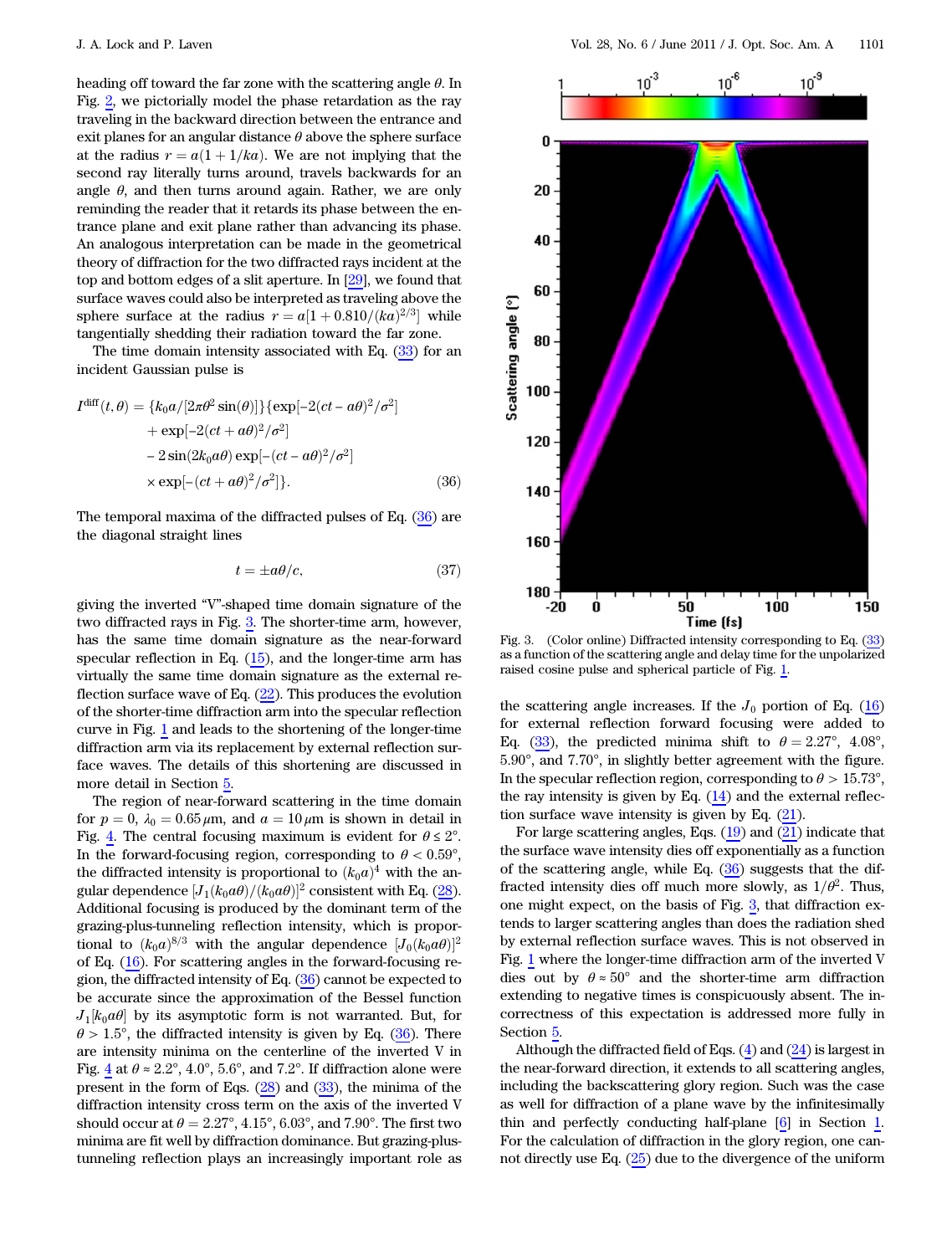heading off toward the far zone with the scattering angle $\theta$. In Fig. 2, we pictorially model the phase retardation as the ray traveling in the backward direction between the entrance and exit planes for an angular distance $\theta$ above the sphere surface at the radius $r = a(1 + 1/ka)$. We are not implying that the second ray literally turns around, travels backwards for an angle $\theta$, and then turns around again. Rather, we are only reminding the reader that it retards its phase between the entrance plane and exit plane rather than advancing its phase. An analogous interpretation can be made in the geometrical theory of diffraction for the two diffracted rays incident at the top and bottom edges of a slit aperture. In [29], we found that surface waves could also be interpreted as traveling above the sphere surface at the radius $r = a[1 + 0.810/(ka)^{2/3}]$ while tangentially shedding their radiation toward the far zone.

The time domain intensity associated with Eq. (33) for an incident Gaussian pulse is

$$
\begin{aligned}
I^{\text{diff}}(t,\theta) = {} & \{k_0 a/[2\pi\theta^2 \sin(\theta)]\}\{\exp[-2(ct - a\theta)^2/\sigma^2] \\
& + \exp[-2(ct + a\theta)^2/\sigma^2] \\
& - 2\sin(2k_0 a\theta)\exp[-(ct - a\theta)^2/\sigma^2] \\
& \times \exp[-(ct + a\theta)^2/\sigma^2]\}. \qquad (36)
\end{aligned}
$$

The temporal maxima of the diffracted pulses of Eq. (36) are the diagonal straight lines

$$
t = \pm a\theta/c, \qquad (37)
$$

giving the inverted "V"-shaped time domain signature of the two diffracted rays in Fig. 3. The shorter-time arm, however, has the same time domain signature as the near-forward specular reflection in Eq. (15), and the longer-time arm has virtually the same time domain signature as the external reflection surface wave of Eq. (22). This produces the evolution of the shorter-time diffraction arm into the specular reflection curve in Fig. 1 and leads to the shortening of the longer-time diffraction arm via its replacement by external reflection surface waves. The details of this shortening are discussed in more detail in Section 5.

The region of near-forward scattering in the time domain for $p = 0$, $\lambda_0 = 0.65\,\mu\text{m}$, and $a = 10\,\mu\text{m}$ is shown in detail in Fig. 4. The central focusing maximum is evident for $\theta \le 2°$. In the forward-focusing region, corresponding to $\theta < 0.59°$, the diffracted intensity is proportional to $(k_0 a)^4$ with the angular dependence $[J_1(k_0 a\theta)/(k_0 a\theta)]^2$ consistent with Eq. (28). Additional focusing is produced by the dominant term of the grazing-plus-tunneling reflection intensity, which is proportional to $(k_0 a)^{8/3}$ with the angular dependence $[J_0(k_0 a\theta)]^2$ of Eq. (16). For scattering angles in the forward-focusing region, the diffracted intensity of Eq. (36) cannot be expected to be accurate since the approximation of the Bessel function $J_1[k_0 a\theta]$ by its asymptotic form is not warranted. But, for $\theta > 1.5°$, the diffracted intensity is given by Eq. (36). There are intensity minima on the centerline of the inverted V in Fig. 4 at $\theta \approx 2.2°$, $4.0°$, $5.6°$, and $7.2°$. If diffraction alone were present in the form of Eqs. (28) and (33), the minima of the diffraction intensity cross term on the axis of the inverted V should occur at $\theta = 2.27°$, $4.15°$, $6.03°$, and $7.90°$. The first two minima are fit well by diffraction dominance. But grazing-plus-tunneling reflection plays an increasingly important role as the scattering angle increases. If the $J_0$ portion of Eq. (16) for external reflection forward focusing were added to Eq. (33), the predicted minima shift to $\theta = 2.27°$, $4.08°$, $5.90°$, and $7.70°$, in slightly better agreement with the figure. In the specular reflection region, corresponding to $\theta > 15.73°$, the ray intensity is given by Eq. (14) and the external reflection surface wave intensity is given by Eq. (21).

Fig. 3. (Color online) Diffracted intensity corresponding to Eq. (33) as a function of the scattering angle and delay time for the unpolarized raised cosine pulse and spherical particle of Fig. 1.

For large scattering angles, Eqs. (19) and (21) indicate that the surface wave intensity dies off exponentially as a function of the scattering angle, while Eq. (36) suggests that the diffracted intensity dies off much more slowly, as $1/\theta^2$. Thus, one might expect, on the basis of Fig. 3, that diffraction extends to larger scattering angles than does the radiation shed by external reflection surface waves. This is not observed in Fig. 1 where the longer-time diffraction arm of the inverted V dies out by $\theta \approx 50°$ and the shorter-time arm diffraction extending to negative times is conspicuously absent. The incorrectness of this expectation is addressed more fully in Section 5.

Although the diffracted field of Eqs. (4) and (24) is largest in the near-forward direction, it extends to all scattering angles, including the backscattering glory region. Such was the case as well for diffraction of a plane wave by the infinitesimally thin and perfectly conducting half-plane [6] in Section 1. For the calculation of diffraction in the glory region, one cannot directly use Eq. (25) due to the divergence of the uniform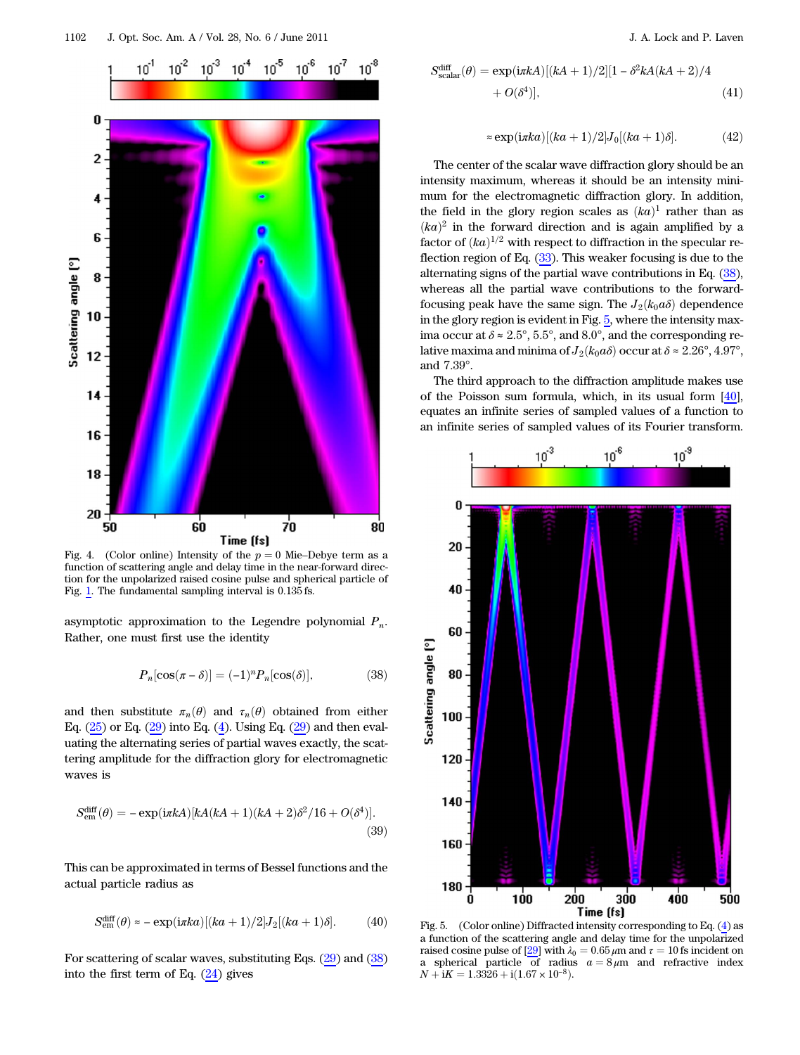Fig. 4. (Color online) Intensity of the $p = 0$ Mie–Debye term as a function of scattering angle and delay time in the near-forward direction for the unpolarized raised cosine pulse and spherical particle of Fig. 1. The fundamental sampling interval is 0.135 fs.

asymptotic approximation to the Legendre polynomial $P_n$. Rather, one must first use the identity

$$P_n[\cos(\pi - \delta)] = (-1)^n P_n[\cos(\delta)], \tag{38}$$

and then substitute $\pi_n(\theta)$ and $\tau_n(\theta)$ obtained from either Eq. (25) or Eq. (29) into Eq. (4). Using Eq. (29) and then evaluating the alternating series of partial waves exactly, the scattering amplitude for the diffraction glory for electromagnetic waves is

$$S_{\text{em}}^{\text{diff}}(\theta) = -\exp(i\pi kA)[kA(kA+1)(kA+2)\delta^2/16 + O(\delta^4)]. \tag{39}$$

This can be approximated in terms of Bessel functions and the actual particle radius as

$$S_{\text{em}}^{\text{diff}}(\theta) \approx -\exp(i\pi ka)[(ka+1)/2]J_2[(ka+1)\delta]. \tag{40}$$

For scattering of scalar waves, substituting Eqs. (29) and (38) into the first term of Eq. (24) gives

$$S_{\text{scalar}}^{\text{diff}}(\theta) = \exp(i\pi kA)[(kA+1)/2][1 - \delta^2 kA(kA+2)/4 + O(\delta^4)], \tag{41}$$

$$\approx \exp(i\pi ka)[(ka+1)/2]J_0[(ka+1)\delta]. \tag{42}$$

The center of the scalar wave diffraction glory should be an intensity maximum, whereas it should be an intensity minimum for the electromagnetic diffraction glory. In addition, the field in the glory region scales as $(ka)^1$ rather than as $(ka)^2$ in the forward direction and is again amplified by a factor of $(ka)^{1/2}$ with respect to diffraction in the specular reflection region of Eq. (33). This weaker focusing is due to the alternating signs of the partial wave contributions in Eq. (38), whereas all the partial wave contributions to the forward-focusing peak have the same sign. The $J_2(k_0 a\delta)$ dependence in the glory region is evident in Fig. 5, where the intensity maxima occur at $\delta \approx 2.5°$, $5.5°$, and $8.0°$, and the corresponding relative maxima and minima of $J_2(k_0 a\delta)$ occur at $\delta \approx 2.26°$, $4.97°$, and $7.39°$.

The third approach to the diffraction amplitude makes use of the Poisson sum formula, which, in its usual form [40], equates an infinite series of sampled values of a function to an infinite series of sampled values of its Fourier transform.

Fig. 5. (Color online) Diffracted intensity corresponding to Eq. (4) as a function of the scattering angle and delay time for the unpolarized raised cosine pulse of [29] with $\lambda_0 = 0.65\,\mu$m and $\tau = 10$ fs incident on a spherical particle of radius $a = 8\,\mu$m and refractive index $N + iK = 1.3326 + i(1.67 \times 10^{-8})$.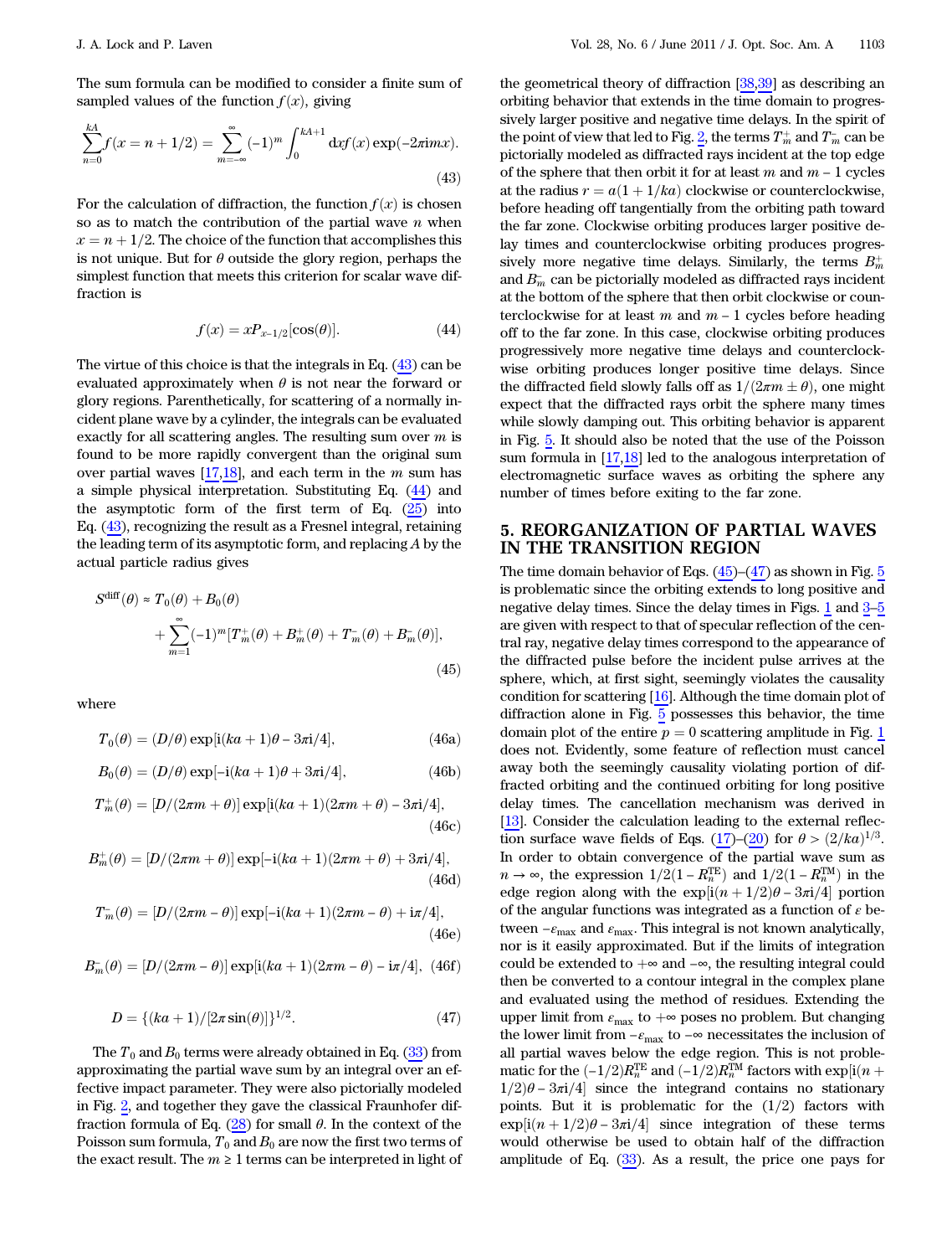The sum formula can be modified to consider a finite sum of sampled values of the function $f(x)$, giving

$$\sum_{n=0}^{kA} f(x=n+1/2) = \sum_{m=-\infty}^{\infty} (-1)^m \int_0^{kA+1} \mathrm{d}x f(x) \exp(-2\pi i m x). \tag{43}$$

For the calculation of diffraction, the function $f(x)$ is chosen so as to match the contribution of the partial wave $n$ when $x = n + 1/2$. The choice of the function that accomplishes this is not unique. But for $\theta$ outside the glory region, perhaps the simplest function that meets this criterion for scalar wave diffraction is

$$f(x) = x P_{x-1/2}[\cos(\theta)]. \tag{44}$$

The virtue of this choice is that the integrals in Eq. (43) can be evaluated approximately when $\theta$ is not near the forward or glory regions. Parenthetically, for scattering of a normally incident plane wave by a cylinder, the integrals can be evaluated exactly for all scattering angles. The resulting sum over $m$ is found to be more rapidly convergent than the original sum over partial waves [17,18], and each term in the $m$ sum has a simple physical interpretation. Substituting Eq. (44) and the asymptotic form of the first term of Eq. (25) into Eq. (43), recognizing the result as a Fresnel integral, retaining the leading term of its asymptotic form, and replacing $A$ by the actual particle radius gives

$$S^{\text{diff}}(\theta) \approx T_0(\theta) + B_0(\theta) + \sum_{m=1}^{\infty} (-1)^m [T_m^+(\theta) + B_m^+(\theta) + T_m^-(\theta) + B_m^-(\theta)], \tag{45}$$

where

$$T_0(\theta) = (D/\theta) \exp[i(ka+1)\theta - 3\pi i/4], \tag{46a}$$

$$B_0(\theta) = (D/\theta) \exp[-i(ka+1)\theta + 3\pi i/4], \tag{46b}$$

$$T_m^+(\theta) = [D/(2\pi m + \theta)] \exp[i(ka+1)(2\pi m + \theta) - 3\pi i/4], \tag{46c}$$

$$B_m^+(\theta) = [D/(2\pi m + \theta)] \exp[-i(ka+1)(2\pi m + \theta) + 3\pi i/4], \tag{46d}$$

$$T_m^-(\theta) = [D/(2\pi m - \theta)] \exp[-i(ka+1)(2\pi m - \theta) + i\pi/4], \tag{46e}$$

$$B_m^-(\theta) = [D/(2\pi m - \theta)] \exp[i(ka+1)(2\pi m - \theta) - i\pi/4], \tag{46f}$$

$$D = \{(ka+1)/[2\pi \sin(\theta)]\}^{1/2}. \tag{47}$$

The $T_0$ and $B_0$ terms were already obtained in Eq. (33) from approximating the partial wave sum by an integral over an effective impact parameter. They were also pictorially modeled in Fig. 2, and together they gave the classical Fraunhofer diffraction formula of Eq. (28) for small $\theta$. In the context of the Poisson sum formula, $T_0$ and $B_0$ are now the first two terms of the exact result. The $m \geq 1$ terms can be interpreted in light of the geometrical theory of diffraction [38,39] as describing an orbiting behavior that extends in the time domain to progressively larger positive and negative time delays. In the spirit of the point of view that led to Fig. 2, the terms $T_m^+$ and $T_m^-$ can be pictorially modeled as diffracted rays incident at the top edge of the sphere that then orbit it for at least $m$ and $m-1$ cycles at the radius $r = a(1 + 1/ka)$ clockwise or counterclockwise, before heading off tangentially from the orbiting path toward the far zone. Clockwise orbiting produces larger positive delay times and counterclockwise orbiting produces progressively more negative time delays. Similarly, the terms $B_m^+$ and $B_m^-$ can be pictorially modeled as diffracted rays incident at the bottom of the sphere that then orbit clockwise or counterclockwise for at least $m$ and $m-1$ cycles before heading off to the far zone. In this case, clockwise orbiting produces progressively more negative time delays and counterclockwise orbiting produces longer positive time delays. Since the diffracted field slowly falls off as $1/(2\pi m \pm \theta)$, one might expect that the diffracted rays orbit the sphere many times while slowly damping out. This orbiting behavior is apparent in Fig. 5. It should also be noted that the use of the Poisson sum formula in [17,18] led to the analogous interpretation of electromagnetic surface waves as orbiting the sphere any number of times before exiting to the far zone.

## 5. REORGANIZATION OF PARTIAL WAVES IN THE TRANSITION REGION

The time domain behavior of Eqs. (45)–(47) as shown in Fig. 5 is problematic since the orbiting extends to long positive and negative delay times. Since the delay times in Figs. 1 and 3–5 are given with respect to that of specular reflection of the central ray, negative delay times correspond to the appearance of the diffracted pulse before the incident pulse arrives at the sphere, which, at first sight, seemingly violates the causality condition for scattering [16]. Although the time domain plot of diffraction alone in Fig. 5 possesses this behavior, the time domain plot of the entire $p = 0$ scattering amplitude in Fig. 1 does not. Evidently, some feature of reflection must cancel away both the seemingly causality violating portion of diffracted orbiting and the continued orbiting for long positive delay times. The cancellation mechanism was derived in [13]. Consider the calculation leading to the external reflection surface wave fields of Eqs. (17)–(20) for $\theta > (2/ka)^{1/3}$. In order to obtain convergence of the partial wave sum as $n \to \infty$, the expression $1/2(1 - R_n^{\text{TE}})$ and $1/2(1 - R_n^{\text{TM}})$ in the edge region along with the $\exp[i(n + 1/2)\theta - 3\pi i/4]$ portion of the angular functions was integrated as a function of $\varepsilon$ between $-\varepsilon_{\max}$ and $\varepsilon_{\max}$. This integral is not known analytically, nor is it easily approximated. But if the limits of integration could be extended to $+\infty$ and $-\infty$, the resulting integral could then be converted to a contour integral in the complex plane and evaluated using the method of residues. Extending the upper limit from $\varepsilon_{\max}$ to $+\infty$ poses no problem. But changing the lower limit from $-\varepsilon_{\max}$ to $-\infty$ necessitates the inclusion of all partial waves below the edge region. This is not problematic for the $(-1/2)R_n^{\text{TE}}$ and $(-1/2)R_n^{\text{TM}}$ factors with $\exp[i(n + 1/2)\theta - 3\pi i/4]$ since the integrand contains no stationary points. But it is problematic for the $(1/2)$ factors with $\exp[i(n + 1/2)\theta - 3\pi i/4]$ since integration of these terms would otherwise be used to obtain half of the diffraction amplitude of Eq. (33). As a result, the price one pays for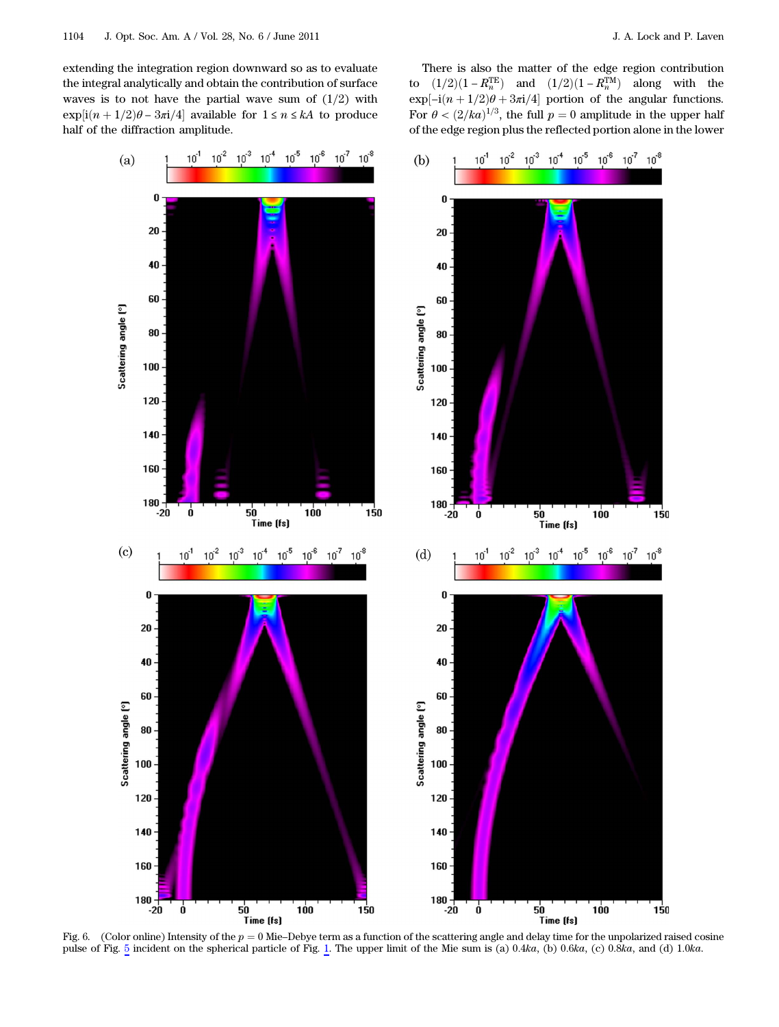extending the integration region downward so as to evaluate the integral analytically and obtain the contribution of surface waves is to not have the partial wave sum of (1/2) with $\exp[\mathrm{i}(n + 1/2)\theta - 3\pi\mathrm{i}/4]$ available for $1 \le n \le kA$ to produce half of the diffraction amplitude.

There is also the matter of the edge region contribution to $(1/2)(1 - R_n^{\mathrm{TE}})$ and $(1/2)(1 - R_n^{\mathrm{TM}})$ along with the $\exp[-\mathrm{i}(n + 1/2)\theta + 3\pi\mathrm{i}/4]$ portion of the angular functions. For $\theta < (2/ka)^{1/3}$, the full $p = 0$ amplitude in the upper half of the edge region plus the reflected portion alone in the lower

Fig. 6. (Color online) Intensity of the $p = 0$ Mie–Debye term as a function of the scattering angle and delay time for the unpolarized raised cosine pulse of Fig. 5 incident on the spherical particle of Fig. 1. The upper limit of the Mie sum is (a) $0.4ka$, (b) $0.6ka$, (c) $0.8ka$, and (d) $1.0ka$.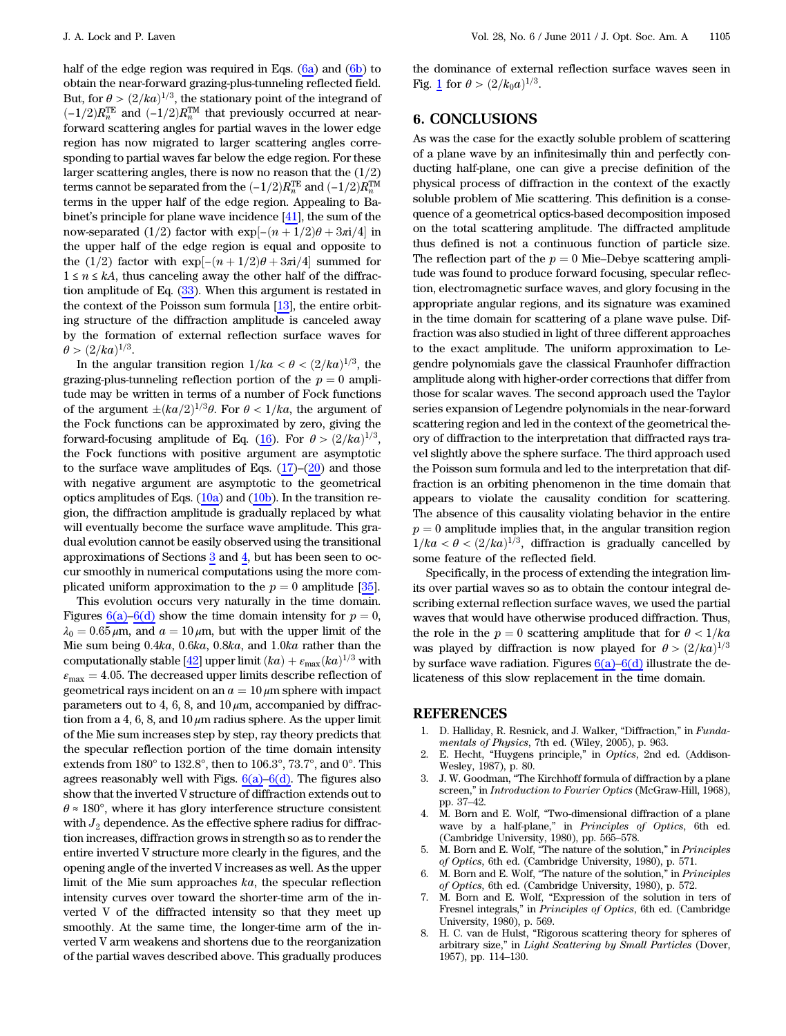half of the edge region was required in Eqs. (6a) and (6b) to obtain the near-forward grazing-plus-tunneling reflected field. But, for $\theta > (2/ka)^{1/3}$, the stationary point of the integrand of $(-1/2)R_n^{\mathrm{TE}}$ and $(-1/2)R_n^{\mathrm{TM}}$ that previously occurred at near-forward scattering angles for partial waves in the lower edge region has now migrated to larger scattering angles corresponding to partial waves far below the edge region. For these larger scattering angles, there is now no reason that the $(1/2)$ terms cannot be separated from the $(-1/2)R_n^{\mathrm{TE}}$ and $(-1/2)R_n^{\mathrm{TM}}$ terms in the upper half of the edge region. Appealing to Babinet's principle for plane wave incidence [41], the sum of the now-separated $(1/2)$ factor with $\exp[-(n+1/2)\theta + 3\pi i/4]$ in the upper half of the edge region is equal and opposite to the $(1/2)$ factor with $\exp[-(n+1/2)\theta + 3\pi i/4]$ summed for $1 \le n \le kA$, thus canceling away the other half of the diffraction amplitude of Eq. (33). When this argument is restated in the context of the Poisson sum formula [13], the entire orbiting structure of the diffraction amplitude is canceled away by the formation of external reflection surface waves for $\theta > (2/ka)^{1/3}$.

In the angular transition region $1/ka < \theta < (2/ka)^{1/3}$, the grazing-plus-tunneling reflection portion of the $p = 0$ amplitude may be written in terms of a number of Fock functions of the argument $\pm(ka/2)^{1/3}\theta$. For $\theta < 1/ka$, the argument of the Fock functions can be approximated by zero, giving the forward-focusing amplitude of Eq. (16). For $\theta > (2/ka)^{1/3}$, the Fock functions with positive argument are asymptotic to the surface wave amplitudes of Eqs. (17)–(20) and those with negative argument are asymptotic to the geometrical optics amplitudes of Eqs. (10a) and (10b). In the transition region, the diffraction amplitude is gradually replaced by what will eventually become the surface wave amplitude. This gradual evolution cannot be easily observed using the transitional approximations of Sections 3 and 4, but has been seen to occur smoothly in numerical computations using the more complicated uniform approximation to the $p = 0$ amplitude [35].

This evolution occurs very naturally in the time domain. Figures 6(a)–6(d) show the time domain intensity for $p = 0$, $\lambda_0 = 0.65\,\mu\mathrm{m}$, and $a = 10\,\mu\mathrm{m}$, but with the upper limit of the Mie sum being $0.4ka$, $0.6ka$, $0.8ka$, and $1.0ka$ rather than the computationally stable [42] upper limit $(ka) + \varepsilon_{\max}(ka)^{1/3}$ with $\varepsilon_{\max} = 4.05$. The decreased upper limits describe reflection of geometrical rays incident on an $a = 10\,\mu\mathrm{m}$ sphere with impact parameters out to 4, 6, 8, and $10\,\mu\mathrm{m}$, accompanied by diffraction from a 4, 6, 8, and $10\,\mu\mathrm{m}$ radius sphere. As the upper limit of the Mie sum increases step by step, ray theory predicts that the specular reflection portion of the time domain intensity extends from 180° to 132.8°, then to 106.3°, 73.7°, and 0°. This agrees reasonably well with Figs. 6(a)–6(d). The figures also show that the inverted V structure of diffraction extends out to $\theta \approx 180°$, where it has glory interference structure consistent with $J_2$ dependence. As the effective sphere radius for diffraction increases, diffraction grows in strength so as to render the entire inverted V structure more clearly in the figures, and the opening angle of the inverted V increases as well. As the upper limit of the Mie sum approaches $ka$, the specular reflection intensity curves over toward the shorter-time arm of the inverted V of the diffracted intensity so that they meet up smoothly. At the same time, the longer-time arm of the inverted V arm weakens and shortens due to the reorganization of the partial waves described above. This gradually produces the dominance of external reflection surface waves seen in Fig. 1 for $\theta > (2/k_0a)^{1/3}$.

## 6. CONCLUSIONS

As was the case for the exactly soluble problem of scattering of a plane wave by an infinitesimally thin and perfectly conducting half-plane, one can give a precise definition of the physical process of diffraction in the context of the exactly soluble problem of Mie scattering. This definition is a consequence of a geometrical optics-based decomposition imposed on the total scattering amplitude. The diffracted amplitude thus defined is not a continuous function of particle size. The reflection part of the $p = 0$ Mie–Debye scattering amplitude was found to produce forward focusing, specular reflection, electromagnetic surface waves, and glory focusing in the appropriate angular regions, and its signature was examined in the time domain for scattering of a plane wave pulse. Diffraction was also studied in light of three different approaches to the exact amplitude. The uniform approximation to Legendre polynomials gave the classical Fraunhofer diffraction amplitude along with higher-order corrections that differ from those for scalar waves. The second approach used the Taylor series expansion of Legendre polynomials in the near-forward scattering region and led in the context of the geometrical theory of diffraction to the interpretation that diffracted rays travel slightly above the sphere surface. The third approach used the Poisson sum formula and led to the interpretation that diffraction is an orbiting phenomenon in the time domain that appears to violate the causality condition for scattering. The absence of this causality violating behavior in the entire $p = 0$ amplitude implies that, in the angular transition region $1/ka < \theta < (2/ka)^{1/3}$, diffraction is gradually cancelled by some feature of the reflected field.

Specifically, in the process of extending the integration limits over partial waves so as to obtain the contour integral describing external reflection surface waves, we used the partial waves that would have otherwise produced diffraction. Thus, the role in the $p = 0$ scattering amplitude that for $\theta < 1/ka$ was played by diffraction is now played for $\theta > (2/ka)^{1/3}$ by surface wave radiation. Figures 6(a)–6(d) illustrate the delicateness of this slow replacement in the time domain.

## REFERENCES

1. D. Halliday, R. Resnick, and J. Walker, "Diffraction," in *Fundamentals of Physics*, 7th ed. (Wiley, 2005), p. 963.
2. E. Hecht, "Huygens principle," in *Optics*, 2nd ed. (Addison-Wesley, 1987), p. 80.
3. J. W. Goodman, "The Kirchhoff formula of diffraction by a plane screen," in *Introduction to Fourier Optics* (McGraw-Hill, 1968), pp. 37–42.
4. M. Born and E. Wolf, "Two-dimensional diffraction of a plane wave by a half-plane," in *Principles of Optics*, 6th ed. (Cambridge University, 1980), pp. 565–578.
5. M. Born and E. Wolf, "The nature of the solution," in *Principles of Optics*, 6th ed. (Cambridge University, 1980), p. 571.
6. M. Born and E. Wolf, "The nature of the solution," in *Principles of Optics*, 6th ed. (Cambridge University, 1980), p. 572.
7. M. Born and E. Wolf, "Expression of the solution in ters of Fresnel integrals," in *Principles of Optics*, 6th ed. (Cambridge University, 1980), p. 569.
8. H. C. van de Hulst, "Rigorous scattering theory for spheres of arbitrary size," in *Light Scattering by Small Particles* (Dover, 1957), pp. 114–130.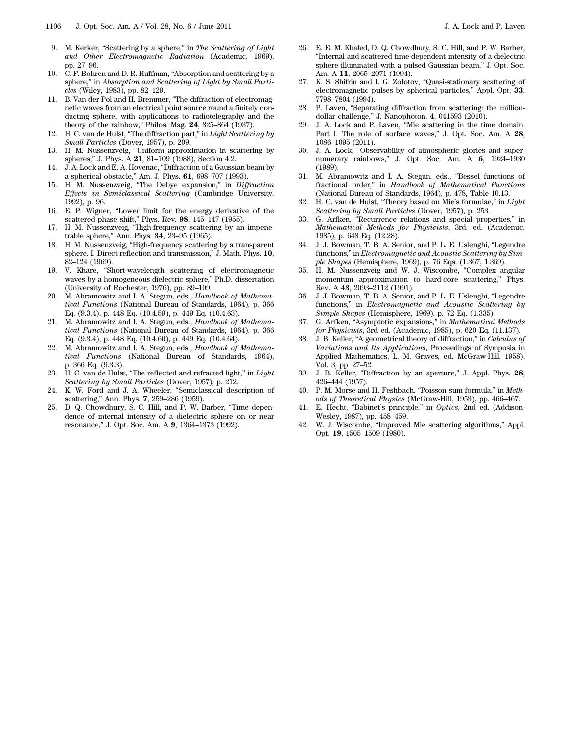9. M. Kerker, "Scattering by a sphere," in *The Scattering of Light and Other Electromagnetic Radiation* (Academic, 1969), pp. 27–96.
10. C. F. Bohren and D. R. Huffman, "Absorption and scattering by a sphere," in *Absorption and Scattering of Light by Small Particles* (Wiley, 1983), pp. 82–129.
11. B. Van der Pol and H. Bremmer, "The diffraction of electromagnetic waves from an electrical point source round a finitely conducting sphere, with applications to radiotelegraphy and the theory of the rainbow," Philos. Mag. **24**, 825–864 (1937).
12. H. C. van de Hulst, "The diffraction part," in *Light Scattering by Small Particles* (Dover, 1957), p. 209.
13. H. M. Nussenzveig, "Uniform approximation in scattering by spheres," J. Phys. A **21**, 81–109 (1988), Section 4.2.
14. J. A. Lock and E. A. Hovenac, "Diffraction of a Gaussian beam by a spherical obstacle," Am. J. Phys. **61**, 698–707 (1993).
15. H. M. Nussenzveig, "The Debye expansion," in *Diffraction Effects in Semiclassical Scattering* (Cambridge University, 1992), p. 96.
16. E. P. Wigner, "Lower limit for the energy derivative of the scattered phase shift," Phys. Rev. **98**, 145–147 (1955).
17. H. M. Nussenzveig, "High-frequency scattering by an impenetrable sphere," Ann. Phys. **34**, 23–95 (1965).
18. H. M. Nussenzveig, "High-frequency scattering by a transparent sphere. I. Direct reflection and transmission," J. Math. Phys. **10**, 82–124 (1969).
19. V. Khare, "Short-wavelength scattering of electromagnetic waves by a homogeneous dielectric sphere," Ph.D. dissertation (University of Rochester, 1976), pp. 89–109.
20. M. Abramowitz and I. A. Stegun, eds., *Handbook of Mathematical Functions* (National Bureau of Standards, 1964), p. 366 Eq. (9.3.4), p. 448 Eq. (10.4.59), p. 449 Eq. (10.4.63).
21. M. Abramowitz and I. A. Stegun, eds., *Handbook of Mathematical Functions* (National Bureau of Standards, 1964), p. 366 Eq. (9.3.4), p. 448 Eq. (10.4.60), p. 449 Eq. (10.4.64).
22. M. Abramowitz and I. A. Stegun, eds., *Handbook of Mathematical Functions* (National Bureau of Standards, 1964), p. 366 Eq. (9.3.3).
23. H. C. van de Hulst, "The reflected and refracted light," in *Light Scattering by Small Particles* (Dover, 1957), p. 212.
24. K. W. Ford and J. A. Wheeler, "Semiclassical description of scattering," Ann. Phys. **7**, 259–286 (1959).
25. D. Q. Chowdhury, S. C. Hill, and P. W. Barber, "Time dependence of internal intensity of a dielectric sphere on or near resonance," J. Opt. Soc. Am. A **9**, 1364–1373 (1992).
26. E. E. M. Khaled, D. Q. Chowdhury, S. C. Hill, and P. W. Barber, "Internal and scattered time-dependent intensity of a dielectric sphere illuminated with a pulsed Gaussian beam," J. Opt. Soc. Am. A **11**, 2065–2071 (1994).
27. K. S. Shifrin and I. G. Zolotov, "Quasi-stationary scattering of electromagnetic pulses by spherical particles," Appl. Opt. **33**, 7798–7804 (1994).
28. P. Laven, "Separating diffraction from scattering: the million-dollar challenge," J. Nanophoton. **4**, 041593 (2010).
29. J. A. Lock and P. Laven, "Mie scattering in the time domain. Part I. The role of surface waves," J. Opt. Soc. Am. A **28**, 1086–1095 (2011).
30. J. A. Lock, "Observability of atmospheric glories and supernumerary rainbows," J. Opt. Soc. Am. A **6**, 1924–1930 (1989).
31. M. Abramowitz and I. A. Stegun, eds., "Bessel functions of fractional order," in *Handbook of Mathematical Functions* (National Bureau of Standards, 1964), p. 478, Table 10.13.
32. H. C. van de Hulst, "Theory based on Mie's formulae," in *Light Scattering by Small Particles* (Dover, 1957), p. 253.
33. G. Arfken, "Recurrence relations and special properties," in *Mathematical Methods for Physicists*, 3rd. ed. (Academic, 1985), p. 648 Eq. (12.28).
34. J. J. Bowman, T. B. A. Senior, and P. L. E. Uslenghi, "Legendre functions," in *Electromagnetic and Acoustic Scattering by Simple Shapes* (Hemisphere, 1969), p. 76 Eqs. (1.367, 1.369).
35. H. M. Nussenzveig and W. J. Wiscombe, "Complex angular momentum approximation to hard-core scattering," Phys. Rev. A **43**, 2093–2112 (1991).
36. J. J. Bowman, T. B. A. Senior, and P. L. E. Uslenghi, "Legendre functions," in *Electromagnetic and Acoustic Scattering by Simple Shapes* (Hemisphere, 1969), p. 72 Eq. (1.335).
37. G. Arfken, "Asymptotic expansions," in *Mathematical Methods for Physicists*, 3rd ed. (Academic, 1985), p. 620 Eq. (11.137).
38. J. B. Keller, "A geometrical theory of diffraction," in *Calculus of Variations and Its Applications*, Proceedings of Symposia in Applied Mathematics, L. M. Graves, ed. McGraw-Hill, 1958), Vol. 3, pp. 27–52.
39. J. B. Keller, "Diffraction by an aperture," J. Appl. Phys. **28**, 426–444 (1957).
40. P. M. Morse and H. Feshbach, "Poisson sum formula," in *Methods of Theoretical Physics* (McGraw-Hill, 1953), pp. 466–467.
41. E. Hecht, "Babinet's principle," in *Optics*, 2nd ed. (Addison-Wesley, 1987), pp. 458–459.
42. W. J. Wiscombe, "Improved Mie scattering algorithms," Appl. Opt. **19**, 1505–1509 (1980).